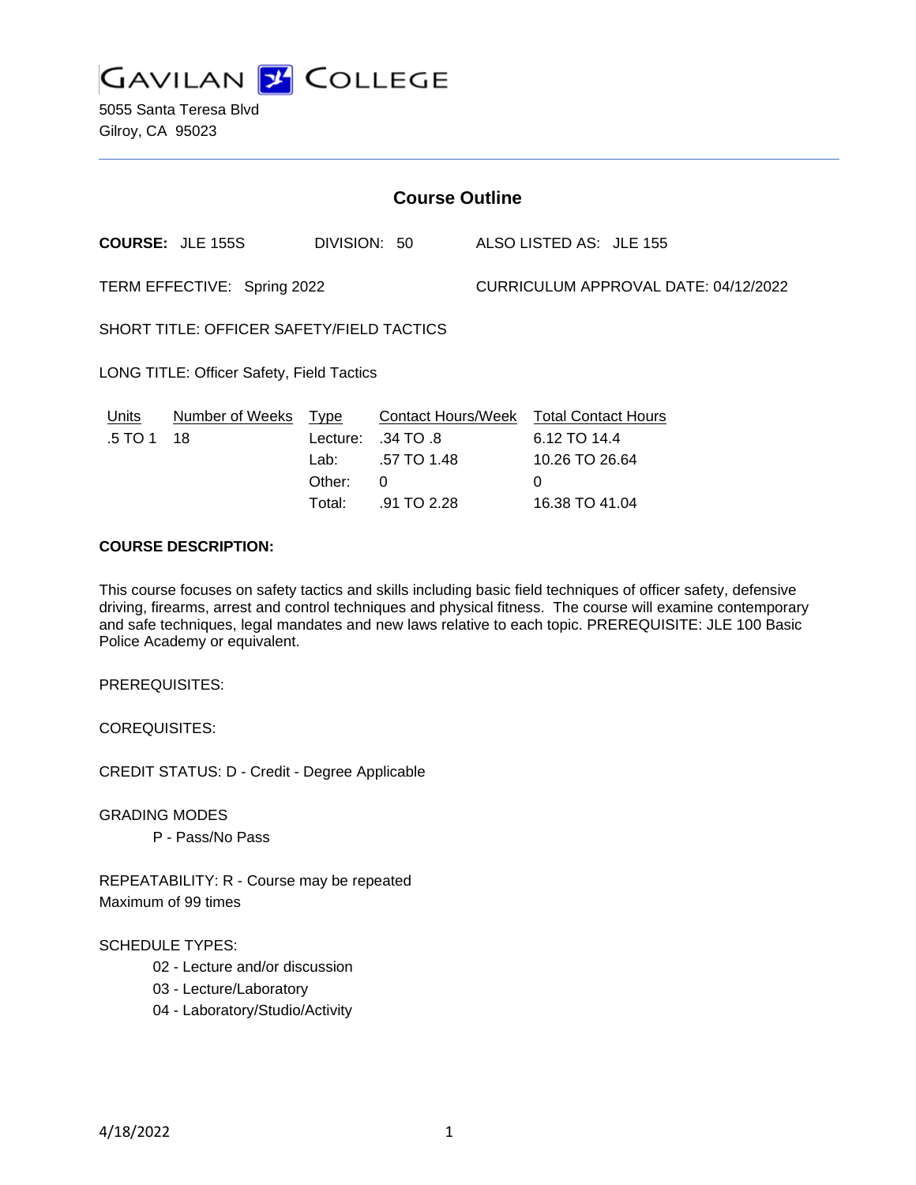# GAVILAN COLLEGE

5055 Santa Teresa Blvd
Gilroy, CA 95023

## Course Outline

**COURSE:** JLE 155S DIVISION: 50 ALSO LISTED AS: JLE 155

TERM EFFECTIVE: Spring 2022 CURRICULUM APPROVAL DATE: 04/12/2022

SHORT TITLE: OFFICER SAFETY/FIELD TACTICS

LONG TITLE: Officer Safety, Field Tactics

| Units | Number of Weeks | Type | Contact Hours/Week | Total Contact Hours |
|---|---|---|---|---|
| .5 TO 1 | 18 | Lecture: | .34 TO .8 | 6.12 TO 14.4 |
| | | Lab: | .57 TO 1.48 | 10.26 TO 26.64 |
| | | Other: | 0 | 0 |
| | | Total: | .91 TO 2.28 | 16.38 TO 41.04 |

**COURSE DESCRIPTION:**

This course focuses on safety tactics and skills including basic field techniques of officer safety, defensive driving, firearms, arrest and control techniques and physical fitness. The course will examine contemporary and safe techniques, legal mandates and new laws relative to each topic. PREREQUISITE: JLE 100 Basic Police Academy or equivalent.

PREREQUISITES:

COREQUISITES:

CREDIT STATUS: D - Credit - Degree Applicable

GRADING MODES

P - Pass/No Pass

REPEATABILITY: R - Course may be repeated
Maximum of 99 times

SCHEDULE TYPES:

02 - Lecture and/or discussion
03 - Lecture/Laboratory
04 - Laboratory/Studio/Activity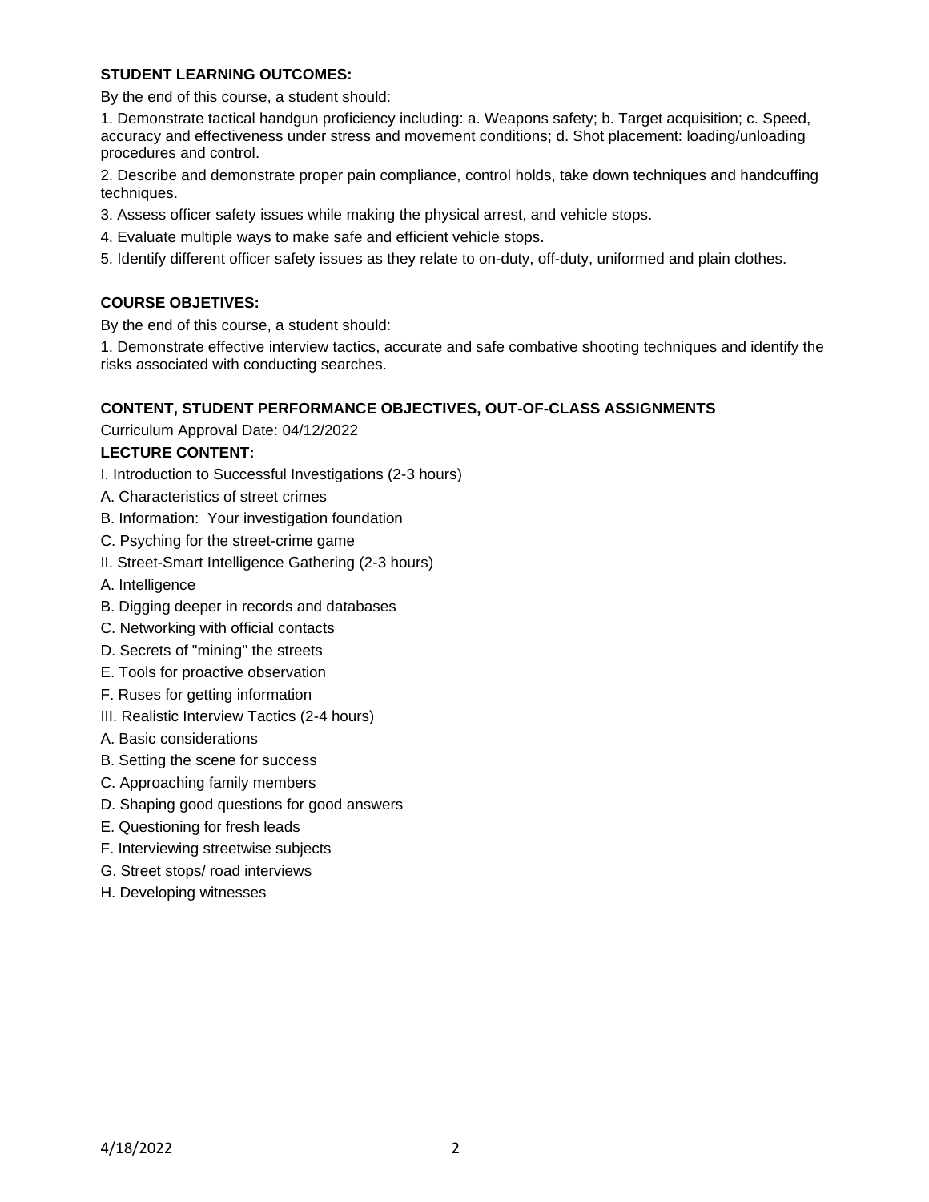**STUDENT LEARNING OUTCOMES:**

By the end of this course, a student should:

1. Demonstrate tactical handgun proficiency including: a. Weapons safety; b. Target acquisition; c. Speed, accuracy and effectiveness under stress and movement conditions; d. Shot placement: loading/unloading procedures and control.

2. Describe and demonstrate proper pain compliance, control holds, take down techniques and handcuffing techniques.

3. Assess officer safety issues while making the physical arrest, and vehicle stops.

4. Evaluate multiple ways to make safe and efficient vehicle stops.

5. Identify different officer safety issues as they relate to on-duty, off-duty, uniformed and plain clothes.

**COURSE OBJECTIVES:**

By the end of this course, a student should:

1. Demonstrate effective interview tactics, accurate and safe combative shooting techniques and identify the risks associated with conducting searches.

**CONTENT, STUDENT PERFORMANCE OBJECTIVES, OUT-OF-CLASS ASSIGNMENTS**

Curriculum Approval Date: 04/12/2022

**LECTURE CONTENT:**

I. Introduction to Successful Investigations (2-3 hours)

A. Characteristics of street crimes

B. Information: Your investigation foundation

C. Psyching for the street-crime game

II. Street-Smart Intelligence Gathering (2-3 hours)

A. Intelligence

B. Digging deeper in records and databases

C. Networking with official contacts

D. Secrets of "mining" the streets

E. Tools for proactive observation

F. Ruses for getting information

III. Realistic Interview Tactics (2-4 hours)

A. Basic considerations

B. Setting the scene for success

C. Approaching family members

D. Shaping good questions for good answers

E. Questioning for fresh leads

F. Interviewing streetwise subjects

G. Street stops/ road interviews

H. Developing witnesses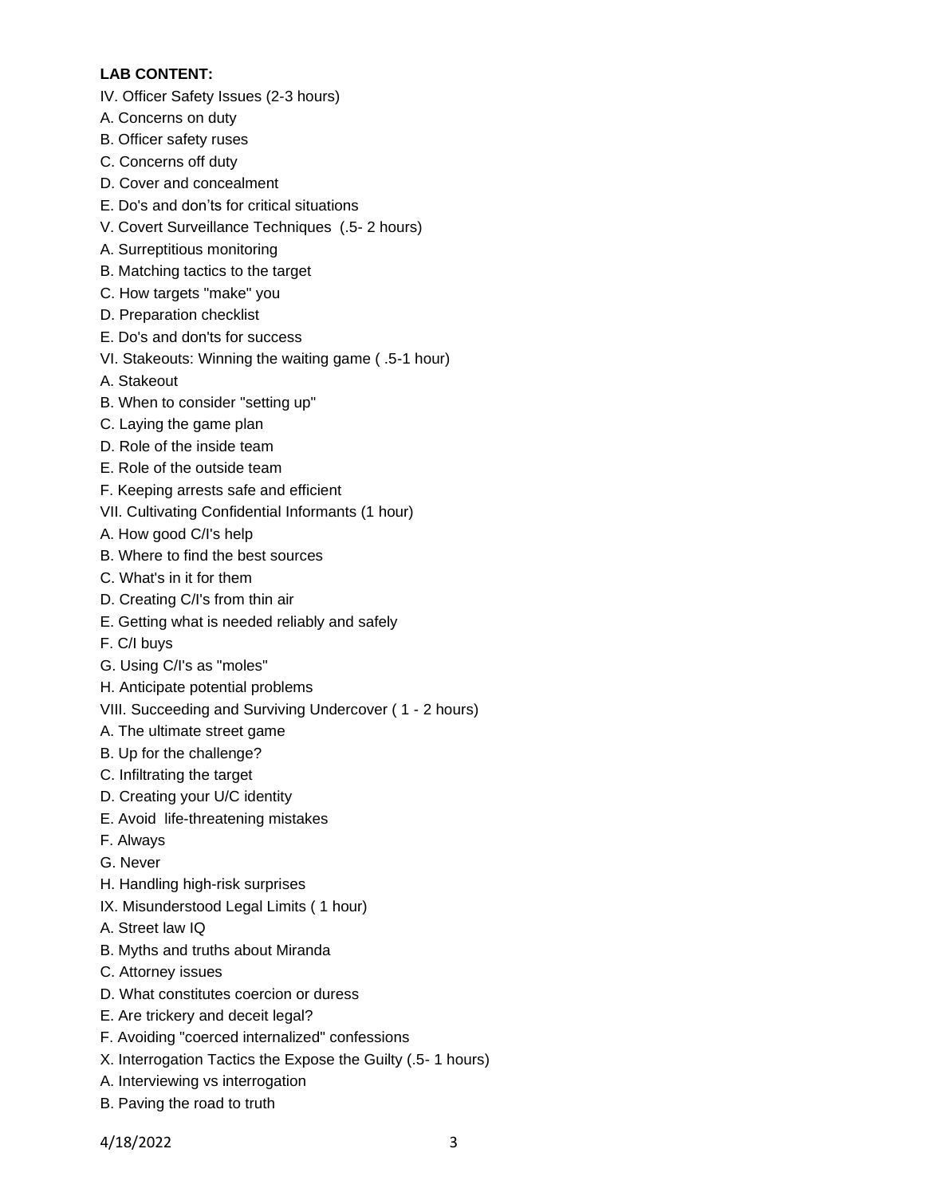**LAB CONTENT:**

IV. Officer Safety Issues (2-3 hours)

A. Concerns on duty

B. Officer safety ruses

C. Concerns off duty

D. Cover and concealment

E. Do's and don'ts for critical situations

V. Covert Surveillance Techniques (.5- 2 hours)

A. Surreptitious monitoring

B. Matching tactics to the target

C. How targets "make" you

D. Preparation checklist

E. Do's and don'ts for success

VI. Stakeouts: Winning the waiting game ( .5-1 hour)

A. Stakeout

B. When to consider "setting up"

C. Laying the game plan

D. Role of the inside team

E. Role of the outside team

F. Keeping arrests safe and efficient

VII. Cultivating Confidential Informants (1 hour)

A. How good C/I's help

B. Where to find the best sources

C. What's in it for them

D. Creating C/I's from thin air

E. Getting what is needed reliably and safely

F. C/I buys

G. Using C/I's as "moles"

H. Anticipate potential problems

VIII. Succeeding and Surviving Undercover ( 1 - 2 hours)

A. The ultimate street game

B. Up for the challenge?

C. Infiltrating the target

D. Creating your U/C identity

E. Avoid life-threatening mistakes

F. Always

G. Never

H. Handling high-risk surprises

IX. Misunderstood Legal Limits ( 1 hour)

A. Street law IQ

B. Myths and truths about Miranda

C. Attorney issues

D. What constitutes coercion or duress

E. Are trickery and deceit legal?

F. Avoiding "coerced internalized" confessions

X. Interrogation Tactics the Expose the Guilty (.5- 1 hours)

A. Interviewing vs interrogation

B. Paving the road to truth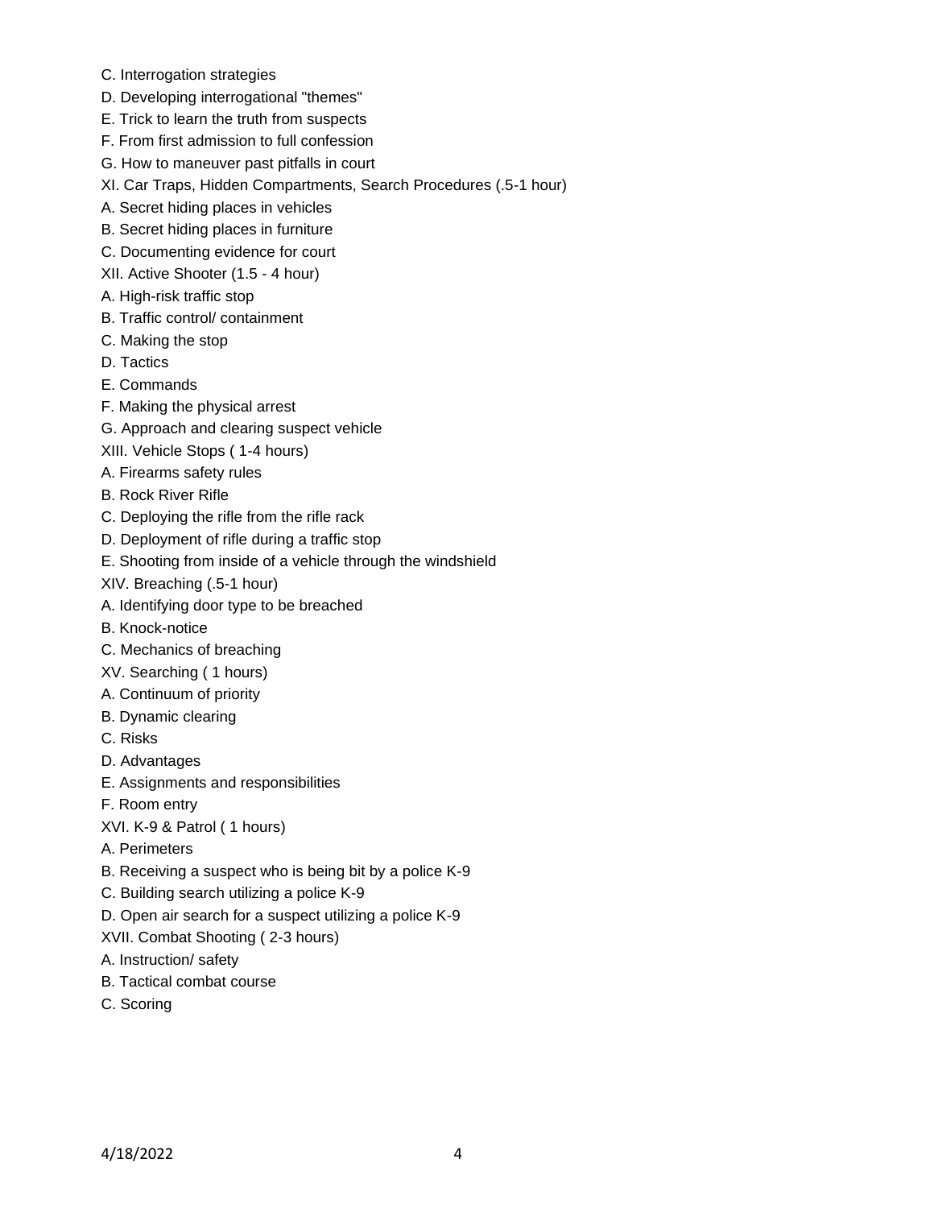C. Interrogation strategies

D. Developing interrogational "themes"

E. Trick to learn the truth from suspects

F. From first admission to full confession

G. How to maneuver past pitfalls in court

XI. Car Traps, Hidden Compartments, Search Procedures (.5-1 hour)

A. Secret hiding places in vehicles

B. Secret hiding places in furniture

C. Documenting evidence for court

XII. Active Shooter (1.5 - 4 hour)

A. High-risk traffic stop

B. Traffic control/ containment

C. Making the stop

D. Tactics

E. Commands

F. Making the physical arrest

G. Approach and clearing suspect vehicle

XIII. Vehicle Stops ( 1-4 hours)

A. Firearms safety rules

B. Rock River Rifle

C. Deploying the rifle from the rifle rack

D. Deployment of rifle during a traffic stop

E. Shooting from inside of a vehicle through the windshield

XIV. Breaching (.5-1 hour)

A. Identifying door type to be breached

B. Knock-notice

C. Mechanics of breaching

XV. Searching ( 1 hours)

A. Continuum of priority

B. Dynamic clearing

C. Risks

D. Advantages

E. Assignments and responsibilities

F. Room entry

XVI. K-9 & Patrol ( 1 hours)

A. Perimeters

B. Receiving a suspect who is being bit by a police K-9

C. Building search utilizing a police K-9

D. Open air search for a suspect utilizing a police K-9

XVII. Combat Shooting ( 2-3 hours)

A. Instruction/ safety

B. Tactical combat course

C. Scoring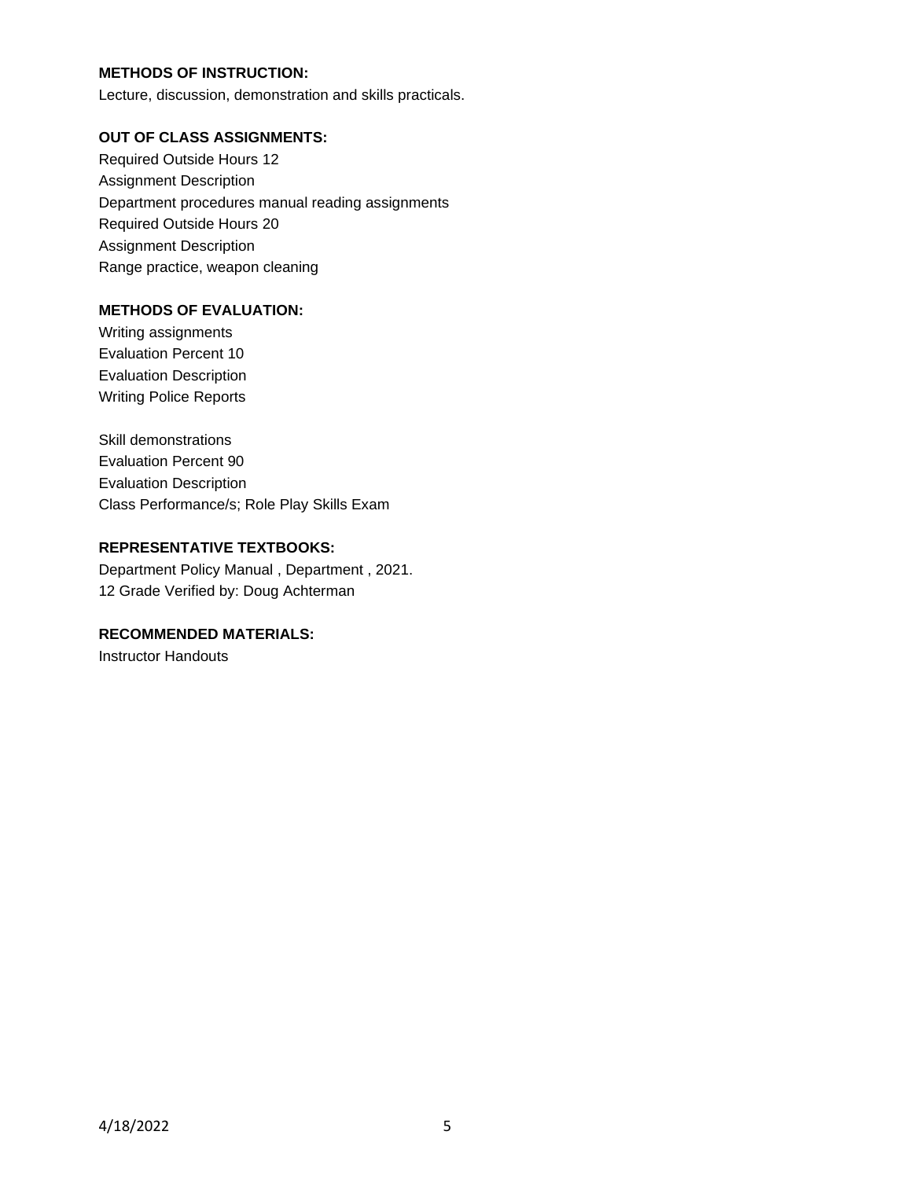**METHODS OF INSTRUCTION:**

Lecture, discussion, demonstration and skills practicals.

**OUT OF CLASS ASSIGNMENTS:**

Required Outside Hours 12
Assignment Description
Department procedures manual reading assignments
Required Outside Hours 20
Assignment Description
Range practice, weapon cleaning

**METHODS OF EVALUATION:**

Writing assignments
Evaluation Percent 10
Evaluation Description
Writing Police Reports

Skill demonstrations
Evaluation Percent 90
Evaluation Description
Class Performance/s; Role Play Skills Exam

**REPRESENTATIVE TEXTBOOKS:**

Department Policy Manual , Department , 2021.
12 Grade Verified by: Doug Achterman

**RECOMMENDED MATERIALS:**

Instructor Handouts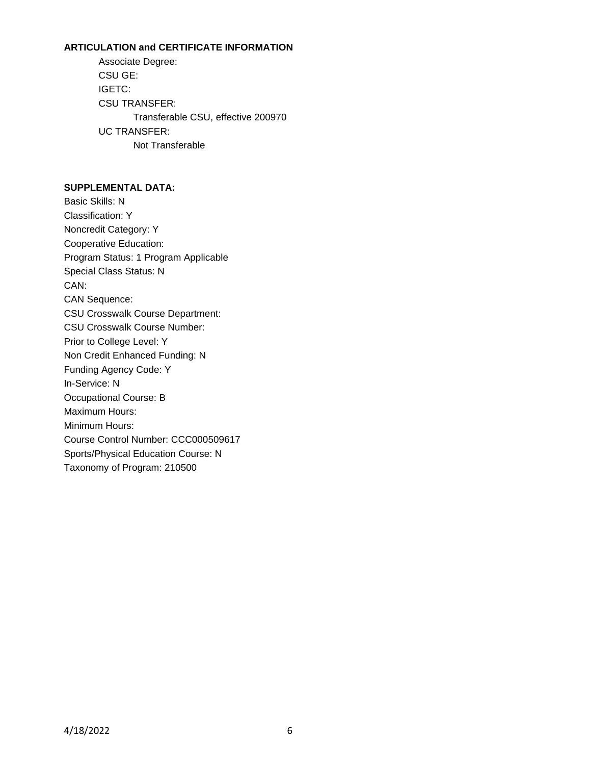**ARTICULATION and CERTIFICATE INFORMATION**

Associate Degree:
CSU GE:
IGETC:
CSU TRANSFER:
Transferable CSU, effective 200970
UC TRANSFER:
Not Transferable

**SUPPLEMENTAL DATA:**

Basic Skills: N
Classification: Y
Noncredit Category: Y
Cooperative Education:
Program Status: 1 Program Applicable
Special Class Status: N
CAN:
CAN Sequence:
CSU Crosswalk Course Department:
CSU Crosswalk Course Number:
Prior to College Level: Y
Non Credit Enhanced Funding: N
Funding Agency Code: Y
In-Service: N
Occupational Course: B
Maximum Hours:
Minimum Hours:
Course Control Number: CCC000509617
Sports/Physical Education Course: N
Taxonomy of Program: 210500